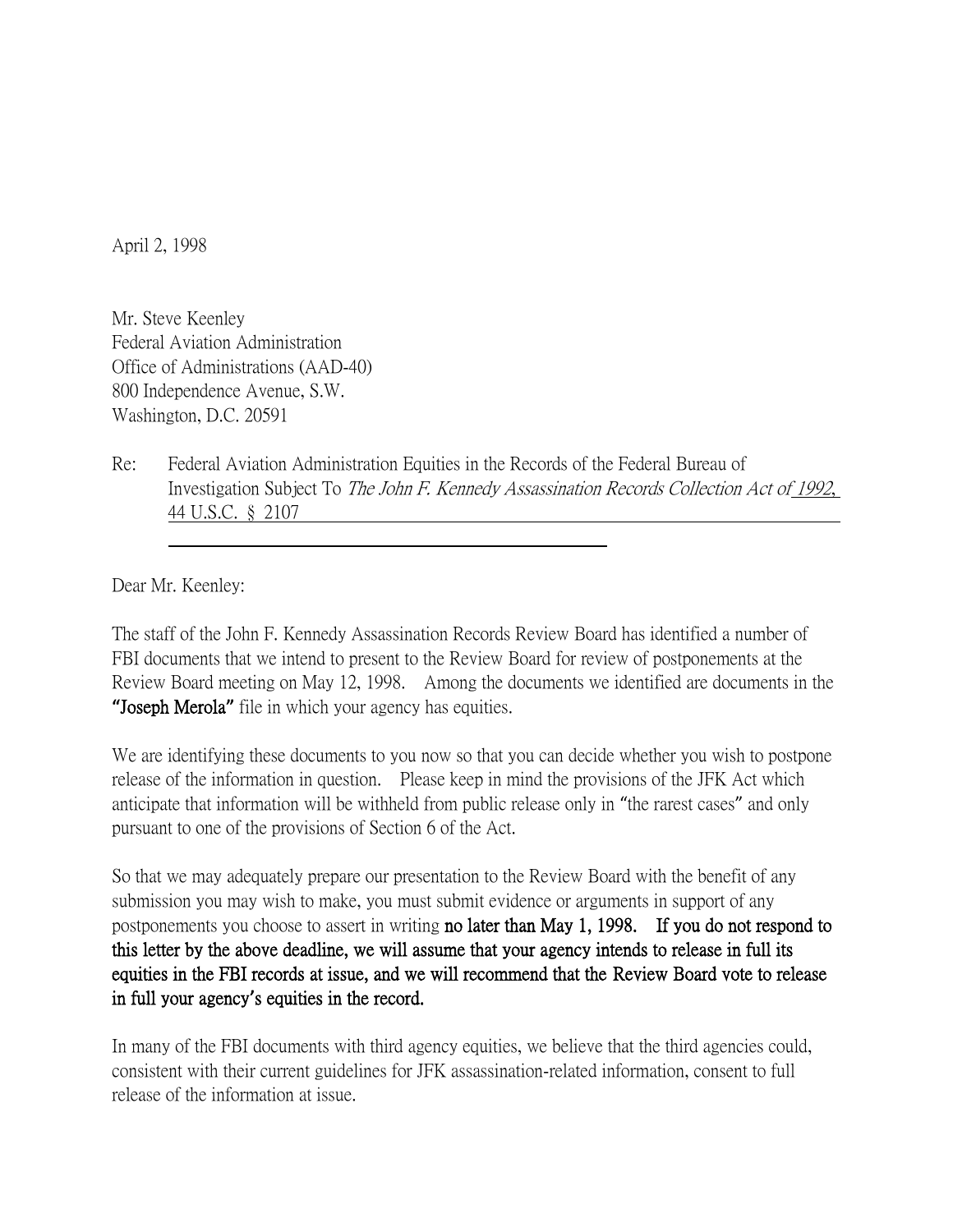April 2, 1998

Mr. Steve Keenley
Federal Aviation Administration
Office of Administrations (AAD-40)
800 Independence Avenue, S.W.
Washington, D.C. 20591

Re: Federal Aviation Administration Equities in the Records of the Federal Bureau of Investigation Subject To *The John F. Kennedy Assassination Records Collection Act of* 1992, 44 U.S.C. § 2107

Dear Mr. Keenley:

The staff of the John F. Kennedy Assassination Records Review Board has identified a number of FBI documents that we intend to present to the Review Board for review of postponements at the Review Board meeting on May 12, 1998. Among the documents we identified are documents in the **"Joseph Merola"** file in which your agency has equities.

We are identifying these documents to you now so that you can decide whether you wish to postpone release of the information in question. Please keep in mind the provisions of the JFK Act which anticipate that information will be withheld from public release only in "the rarest cases" and only pursuant to one of the provisions of Section 6 of the Act.

So that we may adequately prepare our presentation to the Review Board with the benefit of any submission you may wish to make, you must submit evidence or arguments in support of any postponements you choose to assert in writing **no later than May 1, 1998. If you do not respond to this letter by the above deadline, we will assume that your agency intends to release in full its equities in the FBI records at issue, and we will recommend that the Review Board vote to release in full your agency's equities in the record.**

In many of the FBI documents with third agency equities, we believe that the third agencies could, consistent with their current guidelines for JFK assassination-related information, consent to full release of the information at issue.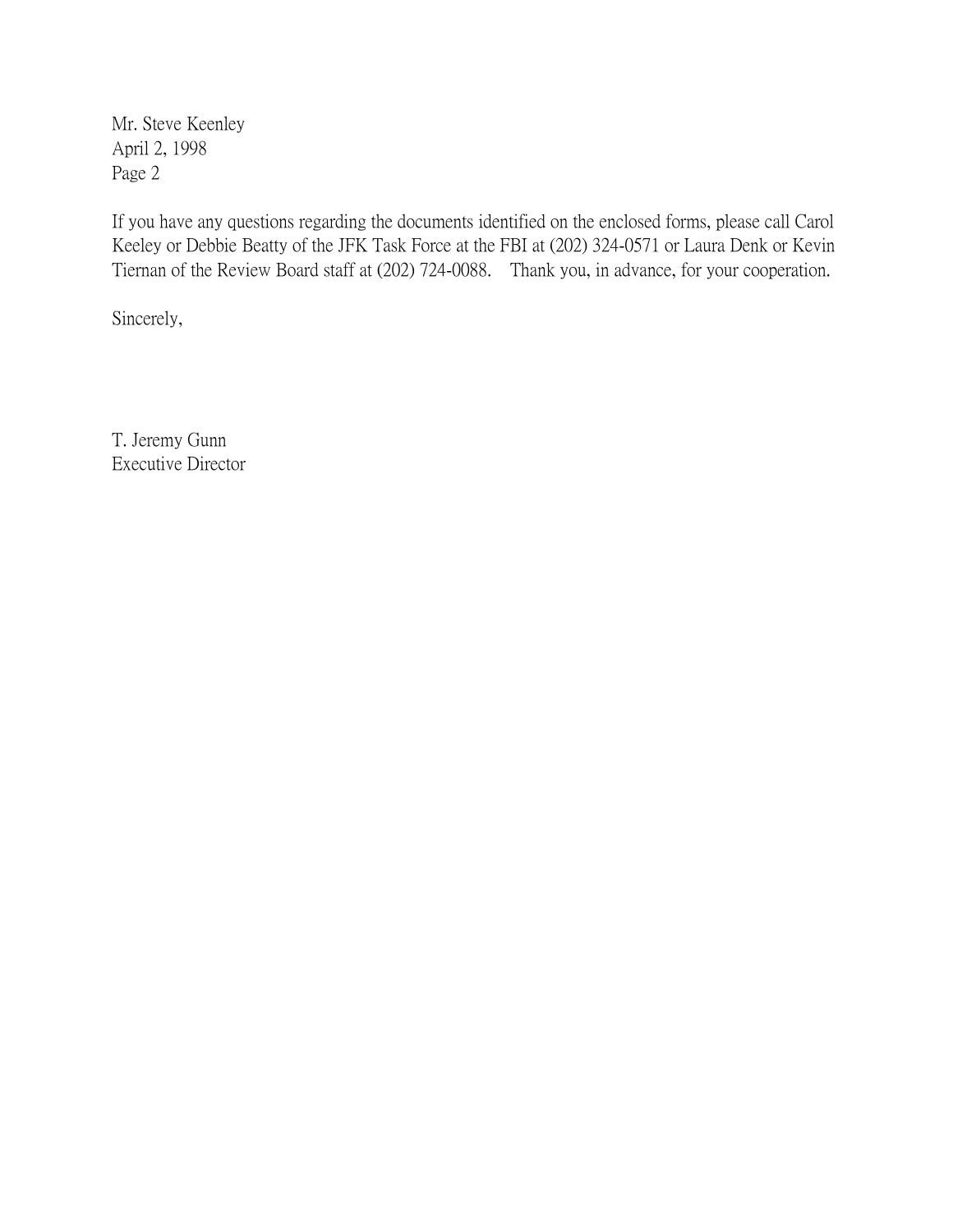Mr. Steve Keenley
April 2, 1998
Page 2

If you have any questions regarding the documents identified on the enclosed forms, please call Carol Keeley or Debbie Beatty of the JFK Task Force at the FBI at (202) 324-0571 or Laura Denk or Kevin Tiernan of the Review Board staff at (202) 724-0088. Thank you, in advance, for your cooperation.

Sincerely,

T. Jeremy Gunn
Executive Director